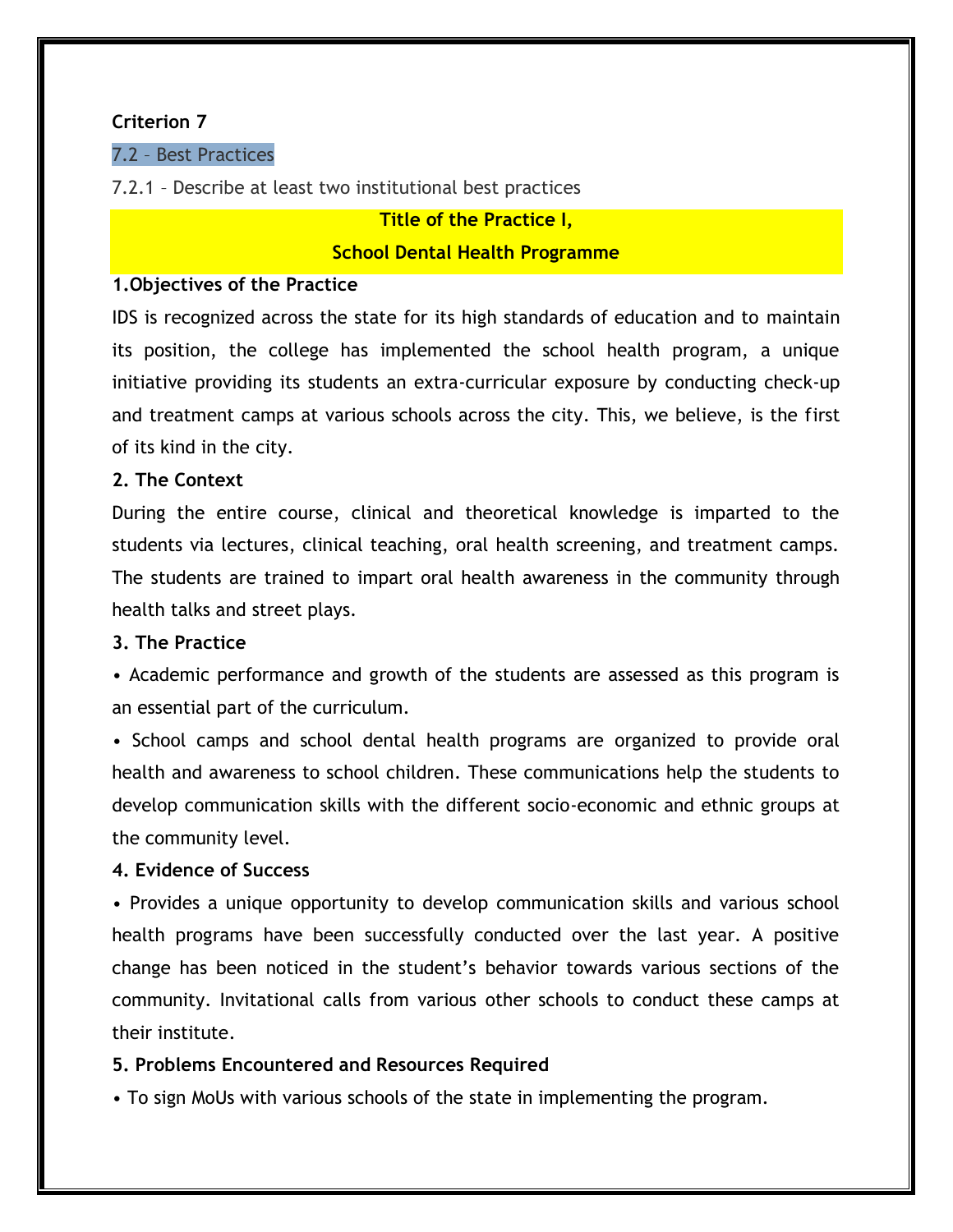**Criterion 7**

7.2 – Best Practices

7.2.1 – Describe at least two institutional best practices

## Title of the Practice I,
## School Dental Health Programme

**1.Objectives of the Practice**

IDS is recognized across the state for its high standards of education and to maintain its position, the college has implemented the school health program, a unique initiative providing its students an extra-curricular exposure by conducting check-up and treatment camps at various schools across the city. This, we believe, is the first of its kind in the city.

**2. The Context**

During the entire course, clinical and theoretical knowledge is imparted to the students via lectures, clinical teaching, oral health screening, and treatment camps. The students are trained to impart oral health awareness in the community through health talks and street plays.

**3. The Practice**

- Academic performance and growth of the students are assessed as this program is an essential part of the curriculum.
- School camps and school dental health programs are organized to provide oral health and awareness to school children. These communications help the students to develop communication skills with the different socio-economic and ethnic groups at the community level.

**4. Evidence of Success**

- Provides a unique opportunity to develop communication skills and various school health programs have been successfully conducted over the last year. A positive change has been noticed in the student's behavior towards various sections of the community. Invitational calls from various other schools to conduct these camps at their institute.

**5. Problems Encountered and Resources Required**

- To sign MoUs with various schools of the state in implementing the program.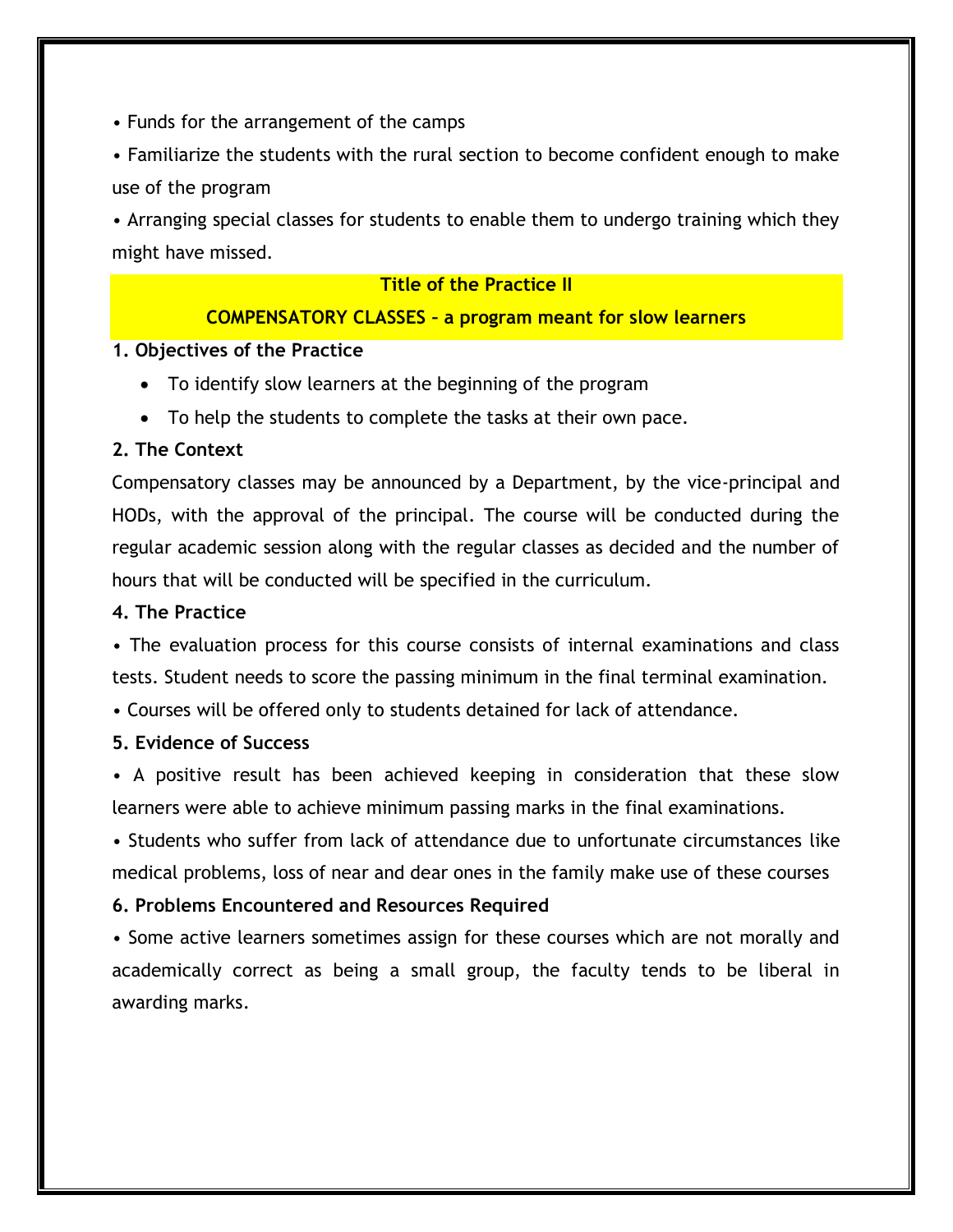- Funds for the arrangement of the camps
- Familiarize the students with the rural section to become confident enough to make use of the program
- Arranging special classes for students to enable them to undergo training which they might have missed.

## Title of the Practice II

## COMPENSATORY CLASSES – a program meant for slow learners

**1. Objectives of the Practice**

- To identify slow learners at the beginning of the program
- To help the students to complete the tasks at their own pace.

**2. The Context**

Compensatory classes may be announced by a Department, by the vice-principal and HODs, with the approval of the principal. The course will be conducted during the regular academic session along with the regular classes as decided and the number of hours that will be conducted will be specified in the curriculum.

**4. The Practice**

- The evaluation process for this course consists of internal examinations and class tests. Student needs to score the passing minimum in the final terminal examination.
- Courses will be offered only to students detained for lack of attendance.

**5. Evidence of Success**

- A positive result has been achieved keeping in consideration that these slow learners were able to achieve minimum passing marks in the final examinations.
- Students who suffer from lack of attendance due to unfortunate circumstances like medical problems, loss of near and dear ones in the family make use of these courses

**6. Problems Encountered and Resources Required**

- Some active learners sometimes assign for these courses which are not morally and academically correct as being a small group, the faculty tends to be liberal in awarding marks.